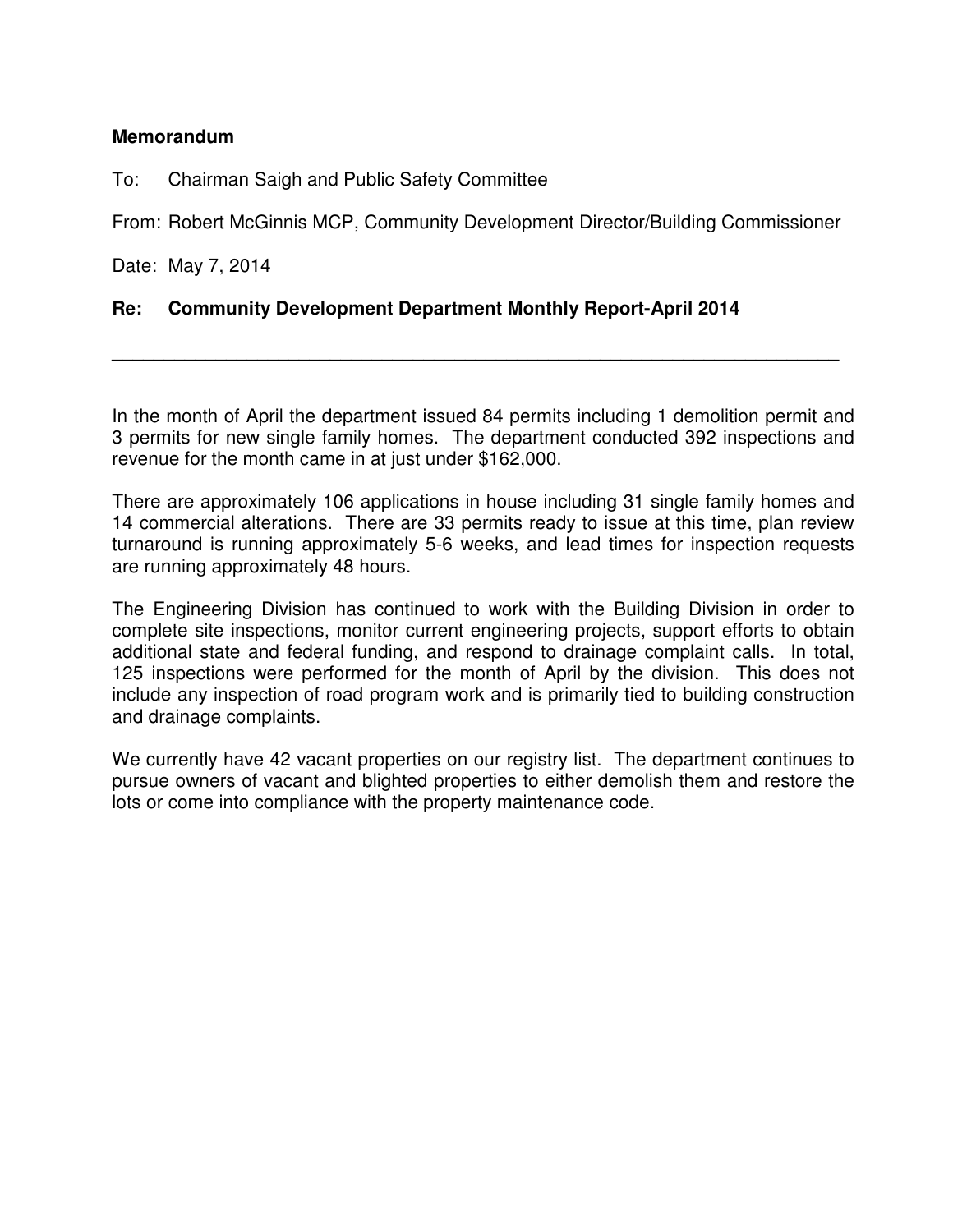**Memorandum**

To: Chairman Saigh and Public Safety Committee

From: Robert McGinnis MCP, Community Development Director/Building Commissioner

Date: May 7, 2014

**Re: Community Development Department Monthly Report-April 2014**

---

In the month of April the department issued 84 permits including 1 demolition permit and 3 permits for new single family homes. The department conducted 392 inspections and revenue for the month came in at just under $162,000.

There are approximately 106 applications in house including 31 single family homes and 14 commercial alterations. There are 33 permits ready to issue at this time, plan review turnaround is running approximately 5-6 weeks, and lead times for inspection requests are running approximately 48 hours.

The Engineering Division has continued to work with the Building Division in order to complete site inspections, monitor current engineering projects, support efforts to obtain additional state and federal funding, and respond to drainage complaint calls. In total, 125 inspections were performed for the month of April by the division. This does not include any inspection of road program work and is primarily tied to building construction and drainage complaints.

We currently have 42 vacant properties on our registry list. The department continues to pursue owners of vacant and blighted properties to either demolish them and restore the lots or come into compliance with the property maintenance code.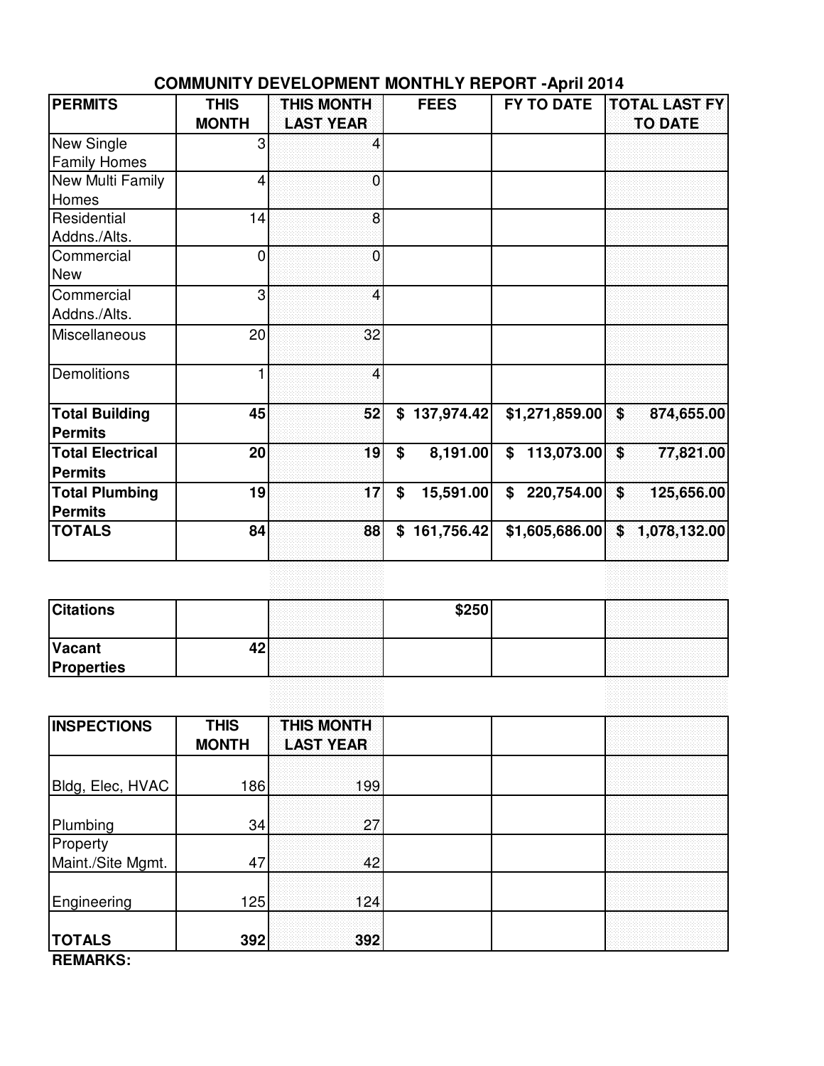## COMMUNITY DEVELOPMENT MONTHLY REPORT -April 2014

| PERMITS | THIS MONTH | THIS MONTH LAST YEAR | FEES | FY TO DATE | TOTAL LAST FY TO DATE |
|---|---|---|---|---|---|
| New Single Family Homes | 3 | 4 | | | |
| New Multi Family Homes | 4 | 0 | | | |
| Residential Addns./Alts. | 14 | 8 | | | |
| Commercial New | 0 | 0 | | | |
| Commercial Addns./Alts. | 3 | 4 | | | |
| Miscellaneous | 20 | 32 | | | |
| Demolitions | 1 | 4 | | | |
| **Total Building Permits** | **45** | **52** | **$ 137,974.42** | **$1,271,859.00** | **$ 874,655.00** |
| **Total Electrical Permits** | **20** | **19** | **$ 8,191.00** | **$ 113,073.00** | **$ 77,821.00** |
| **Total Plumbing Permits** | **19** | **17** | **$ 15,591.00** | **$ 220,754.00** | **$ 125,656.00** |
| **TOTALS** | **84** | **88** | **$ 161,756.42** | **$1,605,686.00** | **$ 1,078,132.00** |

| | | | | | |
|---|---|---|---|---|---|
| **Citations** | | | **$250** | | |
| **Vacant Properties** | **42** | | | | |

| INSPECTIONS | THIS MONTH | THIS MONTH LAST YEAR | | | |
|---|---|---|---|---|---|
| Bldg, Elec, HVAC | 186 | 199 | | | |
| Plumbing | 34 | 27 | | | |
| Property Maint./Site Mgmt. | 47 | 42 | | | |
| Engineering | 125 | 124 | | | |
| **TOTALS** | **392** | **392** | | | |

**REMARKS:**